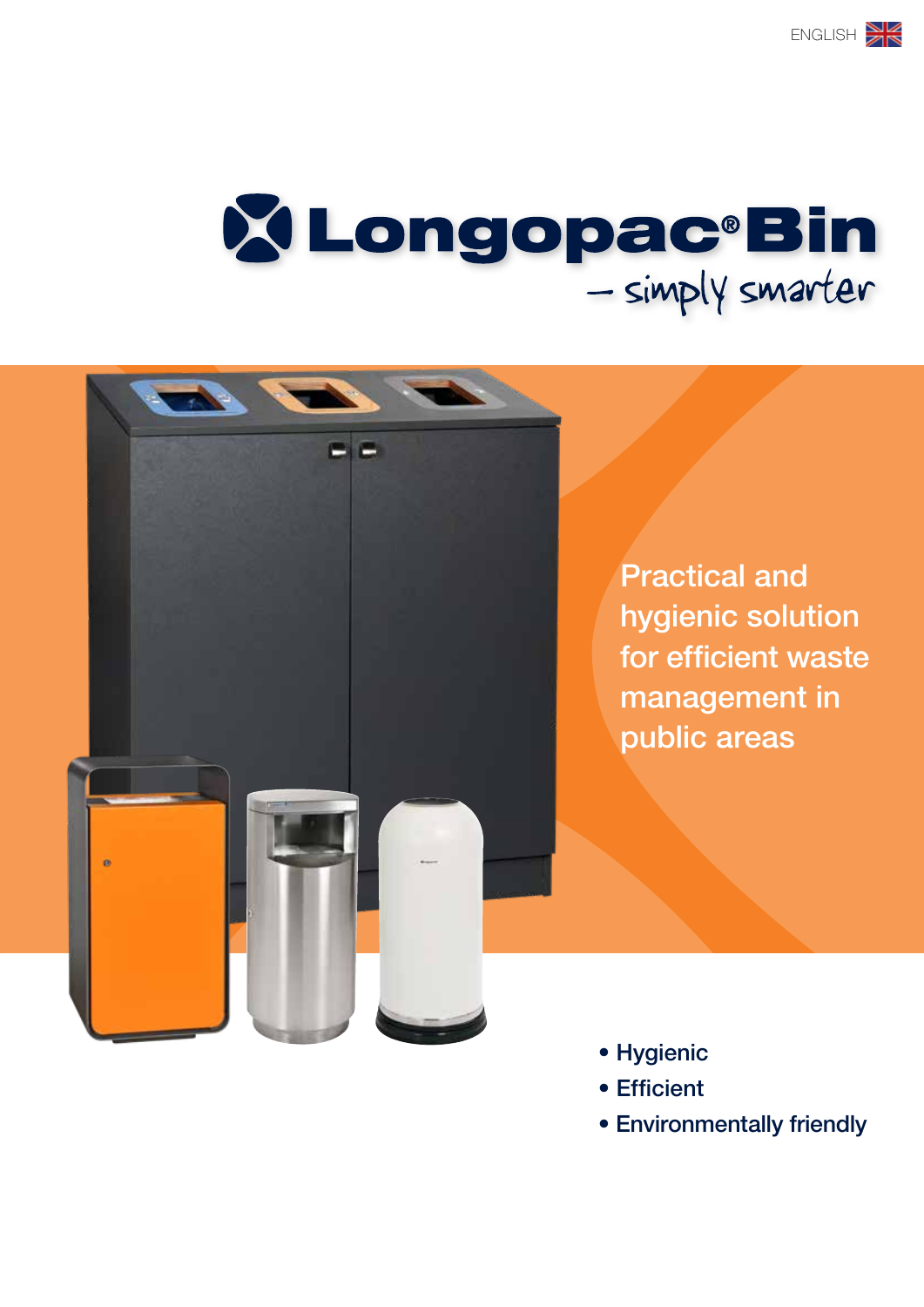ENGLISH

# Longopac® Bin

*– simply smarter*

Practical and hygienic solution for efficient waste management in public areas

- Hygienic
- Efficient
- Environmentally friendly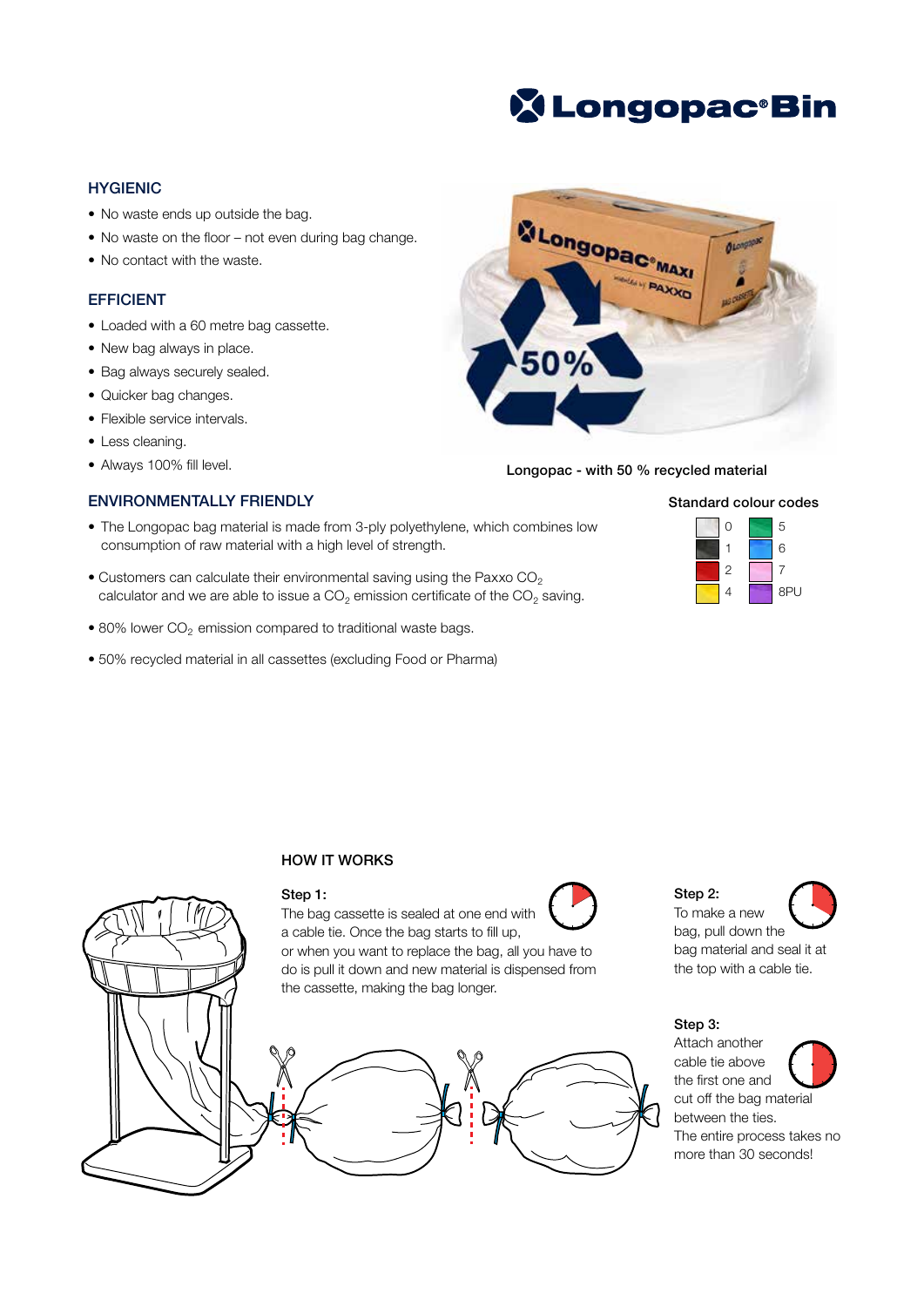# Longopac® Bin

## HYGIENIC

- No waste ends up outside the bag.
- No waste on the floor – not even during bag change.
- No contact with the waste.

## EFFICIENT

- Loaded with a 60 metre bag cassette.
- New bag always in place.
- Bag always securely sealed.
- Quicker bag changes.
- Flexible service intervals.
- Less cleaning.
- Always 100% fill level.

Longopac - with 50 % recycled material

## ENVIRONMENTALLY FRIENDLY

- The Longopac bag material is made from 3-ply polyethylene, which combines low consumption of raw material with a high level of strength.
- Customers can calculate their environmental saving using the Paxxo $CO_2$ calculator and we are able to issue a $CO_2$ emission certificate of the $CO_2$ saving.
- 80% lower $CO_2$ emission compared to traditional waste bags.
- 50% recycled material in all cassettes (excluding Food or Pharma)

**Standard colour codes**

| Code | Code |
|---|---|
| 0 | 5 |
| 1 | 6 |
| 2 | 7 |
| 4 | 8PU |

## HOW IT WORKS

**Step 1:**
The bag cassette is sealed at one end with a cable tie. Once the bag starts to fill up, or when you want to replace the bag, all you have to do is pull it down and new material is dispensed from the cassette, making the bag longer.

**Step 2:**
To make a new bag, pull down the bag material and seal it at the top with a cable tie.

**Step 3:**
Attach another cable tie above the first one and cut off the bag material between the ties.
The entire process takes no more than 30 seconds!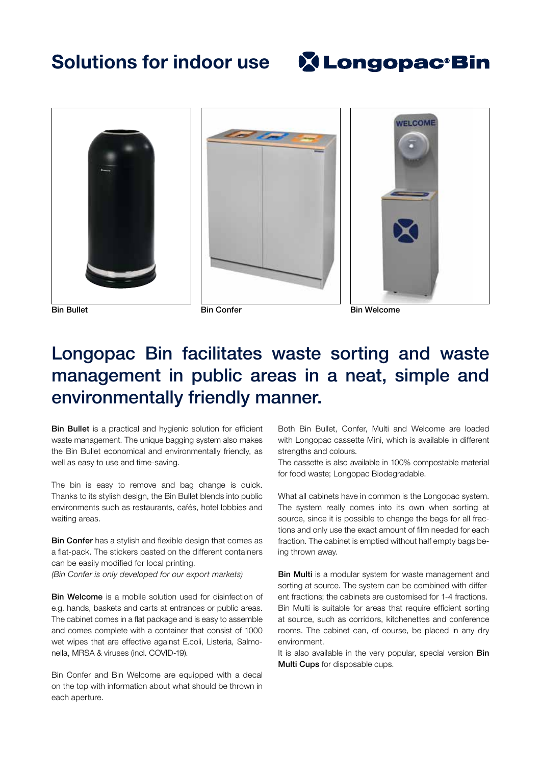# Solutions for indoor use

Longopac®Bin

Bin Bullet

Bin Confer

Bin Welcome

## Longopac Bin facilitates waste sorting and waste management in public areas in a neat, simple and environmentally friendly manner.

**Bin Bullet** is a practical and hygienic solution for efficient waste management. The unique bagging system also makes the Bin Bullet economical and environmentally friendly, as well as easy to use and time-saving.

The bin is easy to remove and bag change is quick. Thanks to its stylish design, the Bin Bullet blends into public environments such as restaurants, cafés, hotel lobbies and waiting areas.

**Bin Confer** has a stylish and flexible design that comes as a flat-pack. The stickers pasted on the different containers can be easily modified for local printing.
*(Bin Confer is only developed for our export markets)*

**Bin Welcome** is a mobile solution used for disinfection of e.g. hands, baskets and carts at entrances or public areas. The cabinet comes in a flat package and is easy to assemble and comes complete with a container that consist of 1000 wet wipes that are effective against E.coli, Listeria, Salmonella, MRSA & viruses (incl. COVID-19).

Bin Confer and Bin Welcome are equipped with a decal on the top with information about what should be thrown in each aperture.

Both Bin Bullet, Confer, Multi and Welcome are loaded with Longopac cassette Mini, which is available in different strengths and colours.
The cassette is also available in 100% compostable material for food waste; Longopac Biodegradable.

What all cabinets have in common is the Longopac system. The system really comes into its own when sorting at source, since it is possible to change the bags for all fractions and only use the exact amount of film needed for each fraction. The cabinet is emptied without half empty bags being thrown away.

**Bin Multi** is a modular system for waste management and sorting at source. The system can be combined with different fractions; the cabinets are customised for 1-4 fractions.
Bin Multi is suitable for areas that require efficient sorting at source, such as corridors, kitchenettes and conference rooms. The cabinet can, of course, be placed in any dry environment.
It is also available in the very popular, special version **Bin Multi Cups** for disposable cups.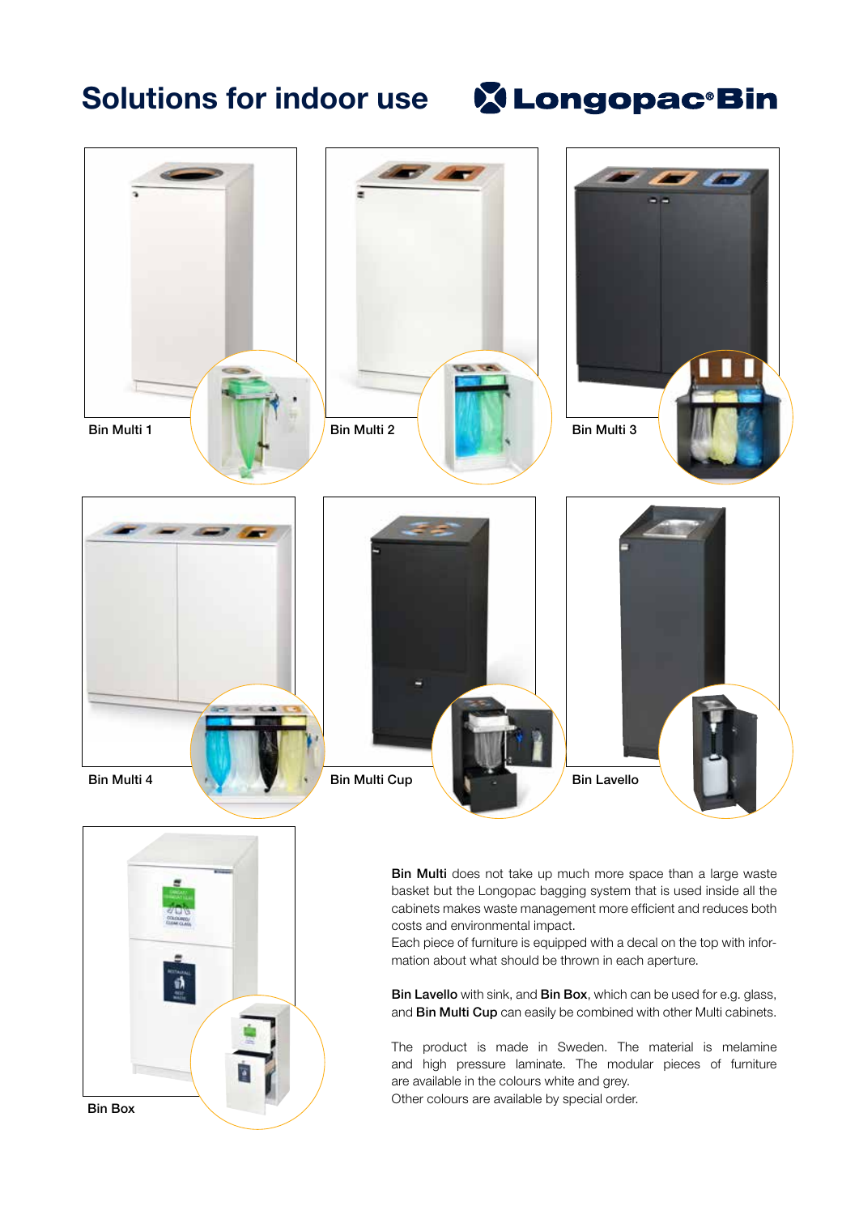# Solutions for indoor use

Longopac® Bin

Bin Multi 1

Bin Multi 2

Bin Multi 3

Bin Multi 4

Bin Multi Cup

Bin Lavello

Bin Box

**Bin Multi** does not take up much more space than a large waste basket but the Longopac bagging system that is used inside all the cabinets makes waste management more efficient and reduces both costs and environmental impact.
Each piece of furniture is equipped with a decal on the top with information about what should be thrown in each aperture.

**Bin Lavello** with sink, and **Bin Box**, which can be used for e.g. glass, and **Bin Multi Cup** can easily be combined with other Multi cabinets.

The product is made in Sweden. The material is melamine and high pressure laminate. The modular pieces of furniture are available in the colours white and grey.
Other colours are available by special order.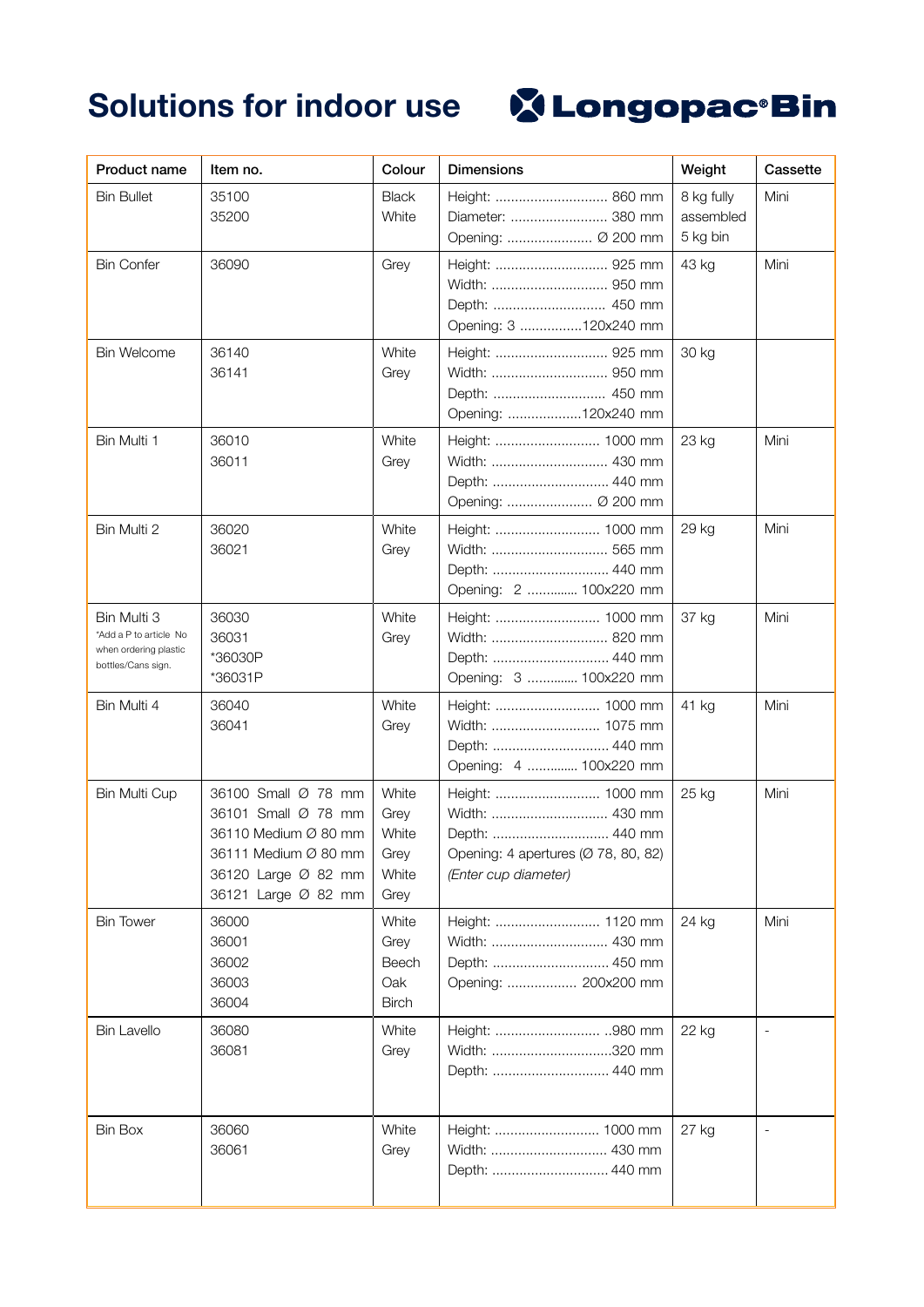# Solutions for indoor use

Longopac® Bin

| Product name | Item no. | Colour | Dimensions | Weight | Cassette |
|---|---|---|---|---|---|
| Bin Bullet | 35100<br>35200 | Black<br>White | Height: .............................. 860 mm<br>Diameter: ......................... 380 mm<br>Opening: ...................... Ø 200 mm | 8 kg fully assembled<br>5 kg bin | Mini |
| Bin Confer | 36090 | Grey | Height: .............................. 925 mm<br>Width: ............................... 950 mm<br>Depth: .............................. 450 mm<br>Opening: 3 ................120x240 mm | 43 kg | Mini |
| Bin Welcome | 36140<br>36141 | White<br>Grey | Height: .............................. 925 mm<br>Width: ............................... 950 mm<br>Depth: .............................. 450 mm<br>Opening: ...................120x240 mm | 30 kg | |
| Bin Multi 1 | 36010<br>36011 | White<br>Grey | Height: ........................... 1000 mm<br>Width: ............................... 430 mm<br>Depth: .............................. 440 mm<br>Opening: ...................... Ø 200 mm | 23 kg | Mini |
| Bin Multi 2 | 36020<br>36021 | White<br>Grey | Height: ........................... 1000 mm<br>Width: ............................... 565 mm<br>Depth: .............................. 440 mm<br>Opening: 2 ............. 100x220 mm | 29 kg | Mini |
| Bin Multi 3<br>*Add a P to article No when ordering plastic bottles/Cans sign. | 36030<br>36031<br>*36030P<br>*36031P | White<br>Grey | Height: ........................... 1000 mm<br>Width: ............................... 820 mm<br>Depth: .............................. 440 mm<br>Opening: 3 ............. 100x220 mm | 37 kg | Mini |
| Bin Multi 4 | 36040<br>36041 | White<br>Grey | Height: ........................... 1000 mm<br>Width: ............................ 1075 mm<br>Depth: .............................. 440 mm<br>Opening: 4 ............. 100x220 mm | 41 kg | Mini |
| Bin Multi Cup | 36100 Small Ø 78 mm<br>36101 Small Ø 78 mm<br>36110 Medium Ø 80 mm<br>36111 Medium Ø 80 mm<br>36120 Large Ø 82 mm<br>36121 Large Ø 82 mm | White<br>Grey<br>White<br>Grey<br>White<br>Grey | Height: ........................... 1000 mm<br>Width: ............................... 430 mm<br>Depth: .............................. 440 mm<br>Opening: 4 apertures (Ø 78, 80, 82)<br>*(Enter cup diameter)* | 25 kg | Mini |
| Bin Tower | 36000<br>36001<br>36002<br>36003<br>36004 | White<br>Grey<br>Beech<br>Oak<br>Birch | Height: ........................... 1120 mm<br>Width: ............................... 430 mm<br>Depth: .............................. 450 mm<br>Opening: .................. 200x200 mm | 24 kg | Mini |
| Bin Lavello | 36080<br>36081 | White<br>Grey | Height: ........................... ..980 mm<br>Width: ...............................320 mm<br>Depth: .............................. 440 mm | 22 kg | - |
| Bin Box | 36060<br>36061 | White<br>Grey | Height: ........................... 1000 mm<br>Width: ............................... 430 mm<br>Depth: .............................. 440 mm | 27 kg | - |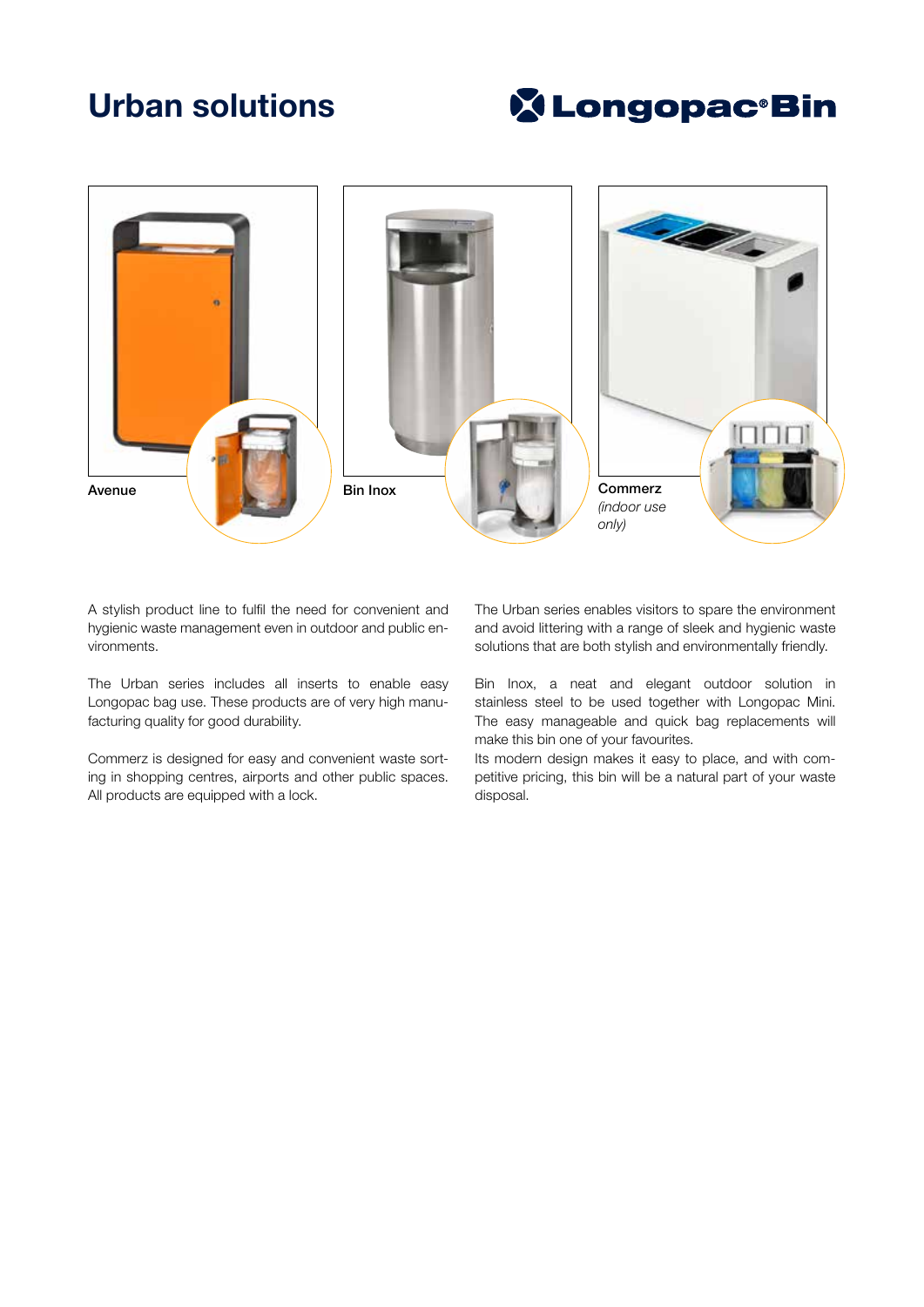# Urban solutions

Longopac®Bin

Avenue

Bin Inox

Commerz
*(indoor use only)*

A stylish product line to fulfil the need for convenient and hygienic waste management even in outdoor and public environments.

The Urban series includes all inserts to enable easy Longopac bag use. These products are of very high manufacturing quality for good durability.

Commerz is designed for easy and convenient waste sorting in shopping centres, airports and other public spaces. All products are equipped with a lock.

The Urban series enables visitors to spare the environment and avoid littering with a range of sleek and hygienic waste solutions that are both stylish and environmentally friendly.

Bin Inox, a neat and elegant outdoor solution in stainless steel to be used together with Longopac Mini. The easy manageable and quick bag replacements will make this bin one of your favourites.
Its modern design makes it easy to place, and with competitive pricing, this bin will be a natural part of your waste disposal.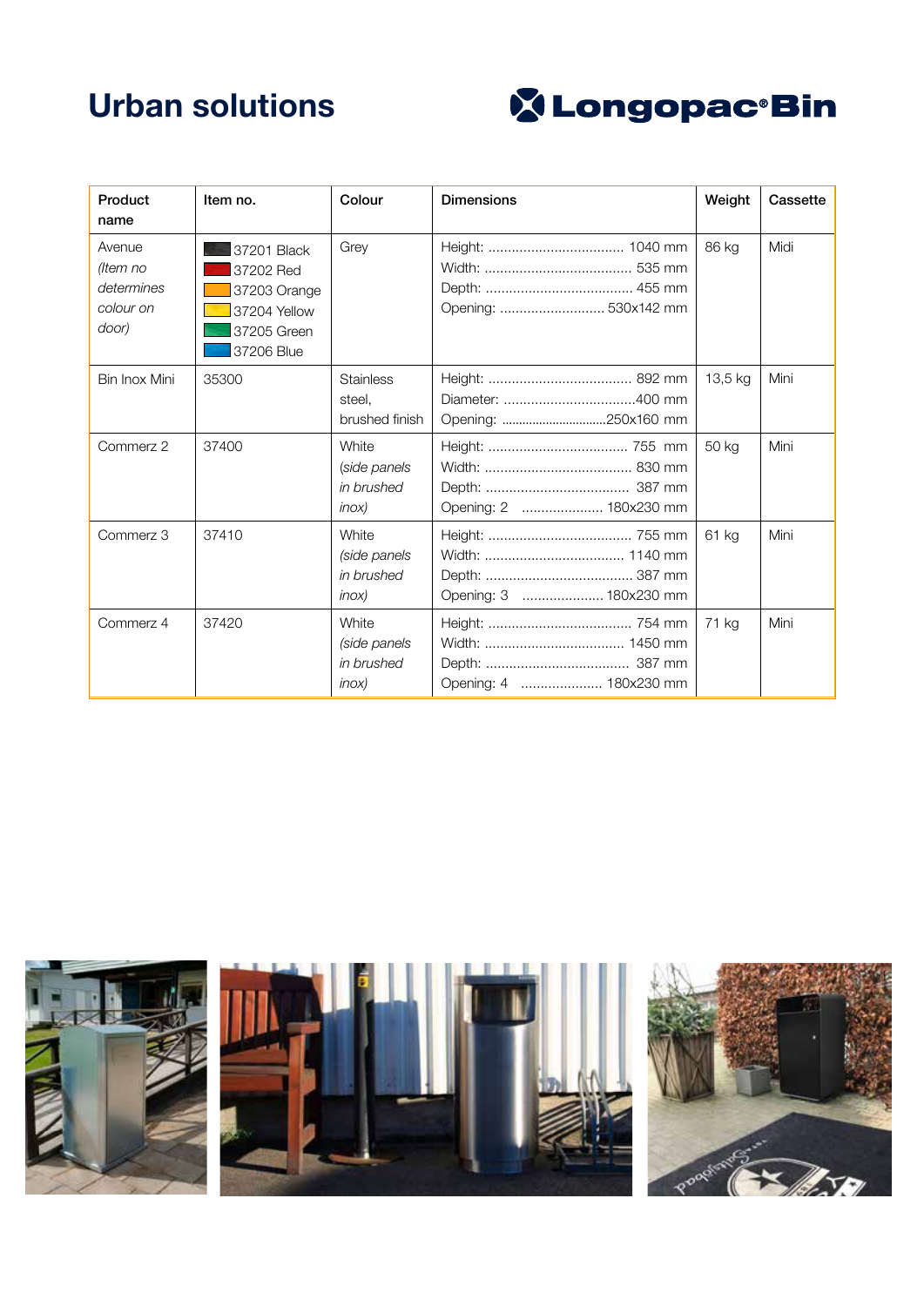# Urban solutions

Longopac®Bin

| Product name | Item no. | Colour | Dimensions | Weight | Cassette |
|---|---|---|---|---|---|
| Avenue *(Item no determines colour on door)* | 37201 Black<br>37202 Red<br>37203 Orange<br>37204 Yellow<br>37205 Green<br>37206 Blue | Grey | Height: ................................... 1040 mm<br>Width: ..................................... 535 mm<br>Depth: ..................................... 455 mm<br>Opening: ........................... 530x142 mm | 86 kg | Midi |
| Bin Inox Mini | 35300 | Stainless steel, brushed finish | Height: ..................................... 892 mm<br>Diameter: ..................................400 mm<br>Opening: .............................250x160 mm | 13,5 kg | Mini |
| Commerz 2 | 37400 | White *(side panels in brushed inox)* | Height: .................................... 755 mm<br>Width: ...................................... 830 mm<br>Depth: ..................................... 387 mm<br>Opening: 2 ..................... 180x230 mm | 50 kg | Mini |
| Commerz 3 | 37410 | White *(side panels in brushed inox)* | Height: ..................................... 755 mm<br>Width: .................................... 1140 mm<br>Depth: ...................................... 387 mm<br>Opening: 3 ..................... 180x230 mm | 61 kg | Mini |
| Commerz 4 | 37420 | White *(side panels in brushed inox)* | Height: ..................................... 754 mm<br>Width: .................................... 1450 mm<br>Depth: ..................................... 387 mm<br>Opening: 4 ..................... 180x230 mm | 71 kg | Mini |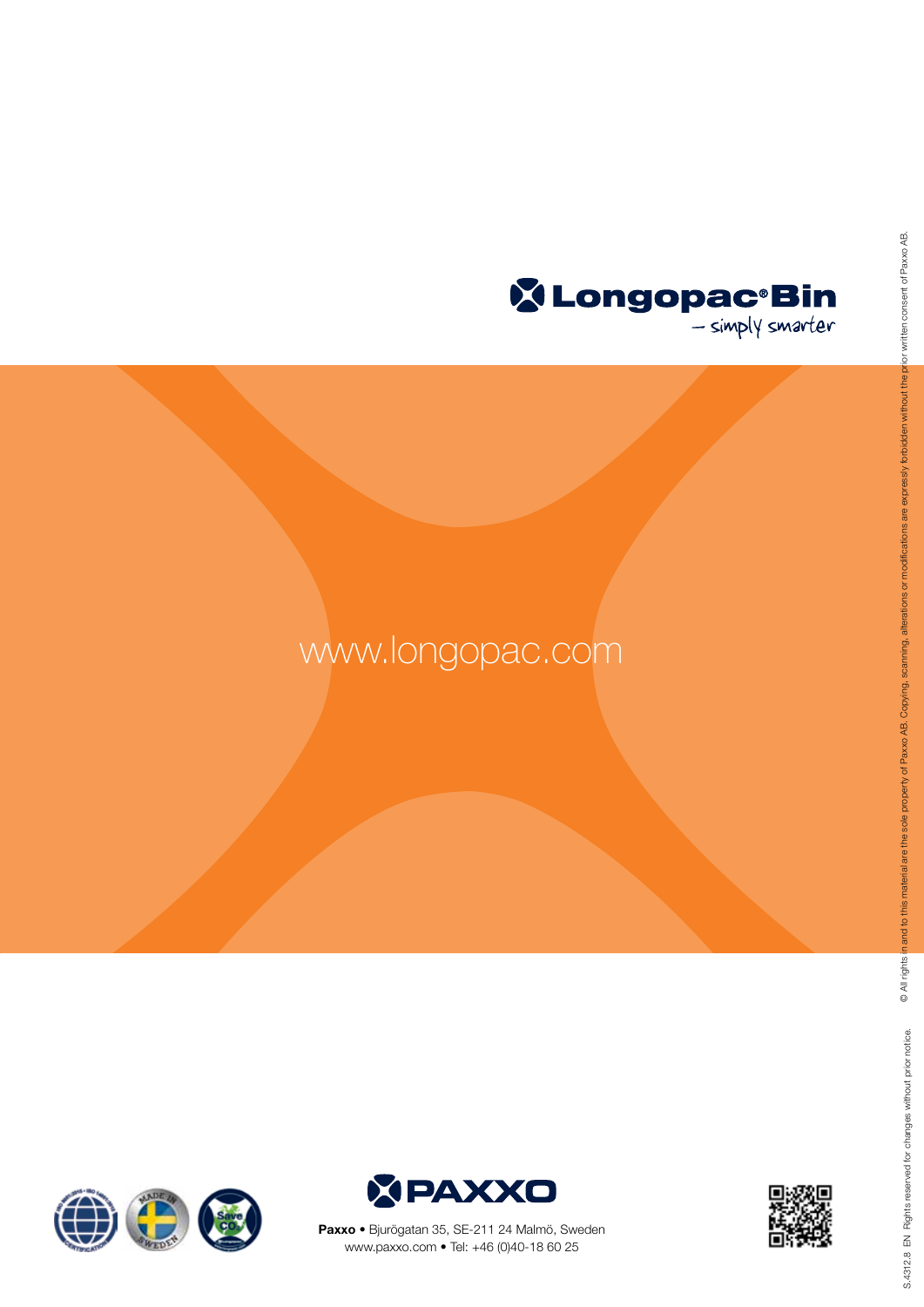Longopac®Bin

– simply smarter

www.longopac.com

PAXXO

**Paxxo** • Bjurögatan 35, SE-211 24 Malmö, Sweden
www.paxxo.com • Tel: +46 (0)40-18 60 25

© All rights in and to this material are the sole property of Paxxo AB. Copying, scanning, alterations or modifications are expressly forbidden without the prior written consent of Paxxo AB.

S.4312.8 EN Rights reserved for changes without prior notice.